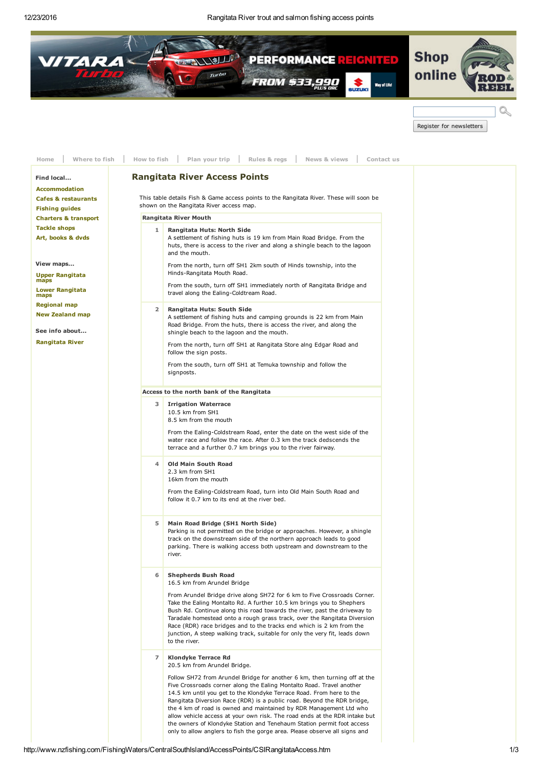Home | Where to fish | How to fish | Plan your trip | Rules & regs | News & views | Contact us

**Find local...**

- Accommodation
- Cafes & restaurants
- Fishing guides
- Charters & transport
- Tackle shops
- Art, books & dvds

**View maps...**

- Upper Rangitata maps
- Lower Rangitata maps
- Regional map
- New Zealand map

**See info about...**

- Rangitata River

## Rangitata River Access Points

This table details Fish & Game access points to the Rangitata River. These will soon be shown on the Rangitata River access map.

### Rangitata River Mouth

**1 — Rangitata Huts: North Side**

A settlement of fishing huts is 19 km from Main Road Bridge. From the huts, there is access to the river and along a shingle beach to the lagoon and the mouth.

From the north, turn off SH1 2km south of Hinds township, into the Hinds-Rangitata Mouth Road.

From the south, turn off SH1 immediately north of Rangitata Bridge and travel along the Ealing-Coldtream Road.

**2 — Rangitata Huts: South Side**

A settlement of fishing huts and camping grounds is 22 km from Main Road Bridge. From the huts, there is access the river, and along the shingle beach to the lagoon and the mouth.

From the north, turn off SH1 at Rangitata Store alng Edgar Road and follow the sign posts.

From the south, turn off SH1 at Temuka township and follow the signposts.

### Access to the north bank of the Rangitata

**3 — Irrigation Waterrace**

10.5 km from SH1
8.5 km from the mouth

From the Ealing-Coldstream Road, enter the date on the west side of the water race and follow the race. After 0.3 km the track dedscends the terrace and a further 0.7 km brings you to the river fairway.

**4 — Old Main South Road**

2.3 km from SH1
16km from the mouth

From the Ealing-Coldstream Road, turn into Old Main South Road and follow it 0.7 km to its end at the river bed.

**5 — Main Road Bridge (SH1 North Side)**

Parking is not permitted on the bridge or approaches. However, a shingle track on the downstream side of the northern approach leads to good parking. There is walking access both upstream and downstream to the river.

**6 — Shepherds Bush Road**

16.5 km from Arundel Bridge

From Arundel Bridge drive along SH72 for 6 km to Five Crossroads Corner. Take the Ealing Montalto Rd. A further 10.5 km brings you to Shephers Bush Rd. Continue along this road towards the river, past the driveway to Taradale homestead onto a rough grass track, over the Rangitata Diversion Race (RDR) race bridges and to the tracks end which is 2 km from the junction, A steep walking track, suitable for only the very fit, leads down to the river.

**7 — Klondyke Terrace Rd**

20.5 km from Arundel Bridge.

Follow SH72 from Arundel Bridge for another 6 km, then turning off at the Five Crossroads corner along the Ealing Montalto Road. Travel another 14.5 km until you get to the Klondyke Terrace Road. From here to the Rangitata Diversion Race (RDR) is a public road. Beyond the RDR bridge, the 4 km of road is owned and maintained by RDR Management Ltd who allow vehicle access at your own risk. The road ends at the RDR intake but the owners of Klondyke Station and Tenehaum Station permit foot access only to allow anglers to fish the gorge area. Please observe all signs and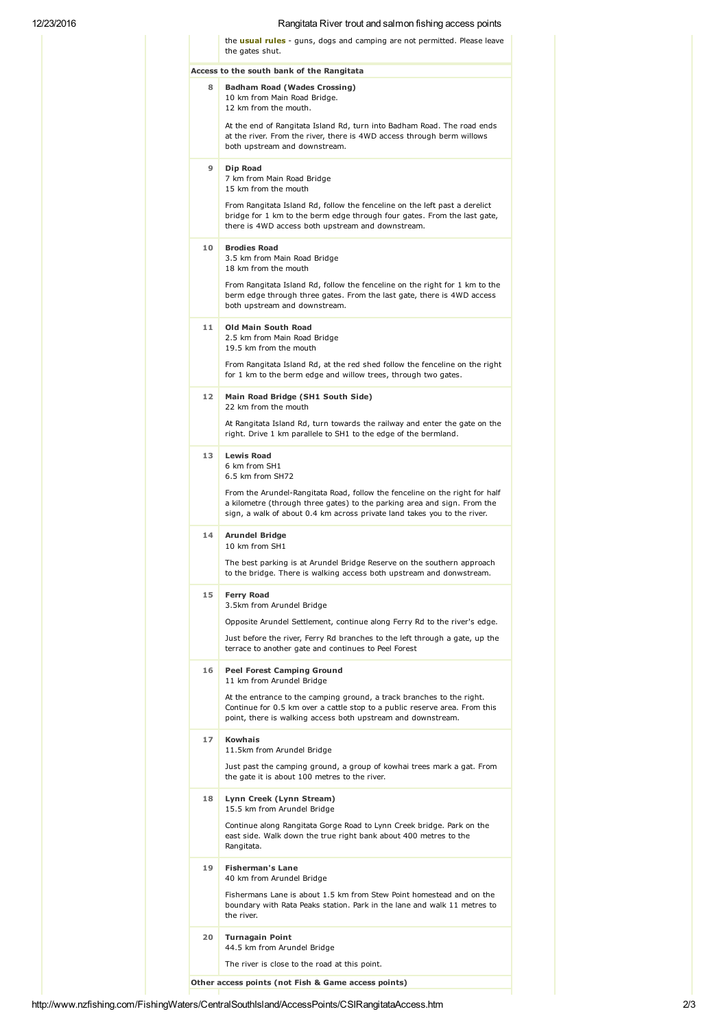| | |
|---|---|
| | the **usual rules** - guns, dogs and camping are not permitted. Please leave the gates shut. |
| **Access to the south bank of the Rangitata** | |
| 8 | **Badham Road (Wades Crossing)**<br>10 km from Main Road Bridge.<br>12 km from the mouth.<br><br>At the end of Rangitata Island Rd, turn into Badham Road. The road ends at the river. From the river, there is 4WD access through berm willows both upstream and downstream. |
| 9 | **Dip Road**<br>7 km from Main Road Bridge<br>15 km from the mouth<br><br>From Rangitata Island Rd, follow the fenceline on the left past a derelict bridge for 1 km to the berm edge through four gates. From the last gate, there is 4WD access both upstream and downstream. |
| 10 | **Brodies Road**<br>3.5 km from Main Road Bridge<br>18 km from the mouth<br><br>From Rangitata Island Rd, follow the fenceline on the right for 1 km to the berm edge through three gates. From the last gate, there is 4WD access both upstream and downstream. |
| 11 | **Old Main South Road**<br>2.5 km from Main Road Bridge<br>19.5 km from the mouth<br><br>From Rangitata Island Rd, at the red shed follow the fenceline on the right for 1 km to the berm edge and willow trees, through two gates. |
| 12 | **Main Road Bridge (SH1 South Side)**<br>22 km from the mouth<br><br>At Rangitata Island Rd, turn towards the railway and enter the gate on the right. Drive 1 km parallele to SH1 to the edge of the bermland. |
| 13 | **Lewis Road**<br>6 km from SH1<br>6.5 km from SH72<br><br>From the Arundel-Rangitata Road, follow the fenceline on the right for half a kilometre (through three gates) to the parking area and sign. From the sign, a walk of about 0.4 km across private land takes you to the river. |
| 14 | **Arundel Bridge**<br>10 km from SH1<br><br>The best parking is at Arundel Bridge Reserve on the southern approach to the bridge. There is walking access both upstream and donwstream. |
| 15 | **Ferry Road**<br>3.5km from Arundel Bridge<br><br>Opposite Arundel Settlement, continue along Ferry Rd to the river's edge.<br><br>Just before the river, Ferry Rd branches to the left through a gate, up the terrace to another gate and continues to Peel Forest |
| 16 | **Peel Forest Camping Ground**<br>11 km from Arundel Bridge<br><br>At the entrance to the camping ground, a track branches to the right. Continue for 0.5 km over a cattle stop to a public reserve area. From this point, there is walking access both upstream and downstream. |
| 17 | **Kowhais**<br>11.5km from Arundel Bridge<br><br>Just past the camping ground, a group of kowhai trees mark a gat. From the gate it is about 100 metres to the river. |
| 18 | **Lynn Creek (Lynn Stream)**<br>15.5 km from Arundel Bridge<br><br>Continue along Rangitata Gorge Road to Lynn Creek bridge. Park on the east side. Walk down the true right bank about 400 metres to the Rangitata. |
| 19 | **Fisherman's Lane**<br>40 km from Arundel Bridge<br><br>Fishermans Lane is about 1.5 km from Stew Point homestead and on the boundary with Rata Peaks station. Park in the lane and walk 11 metres to the river. |
| 20 | **Turnagain Point**<br>44.5 km from Arundel Bridge<br><br>The river is close to the road at this point. |
| **Other access points (not Fish & Game access points)** | |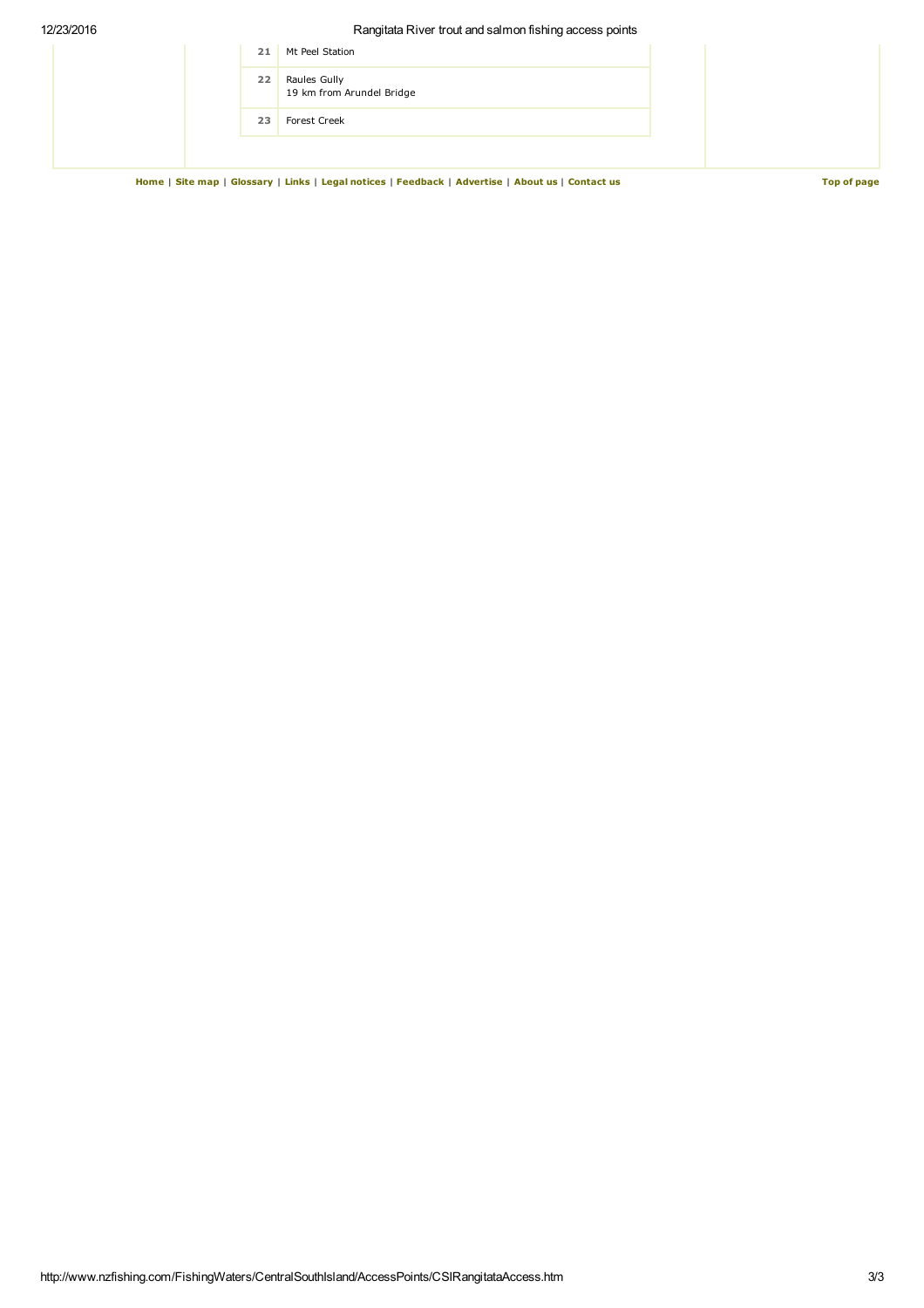| | |
|---|---|
| 21 | Mt Peel Station |
| 22 | Raules Gully<br>19 km from Arundel Bridge |
| 23 | Forest Creek |

Home | Site map | Glossary | Links | Legal notices | Feedback | Advertise | About us | Contact us

Top of page